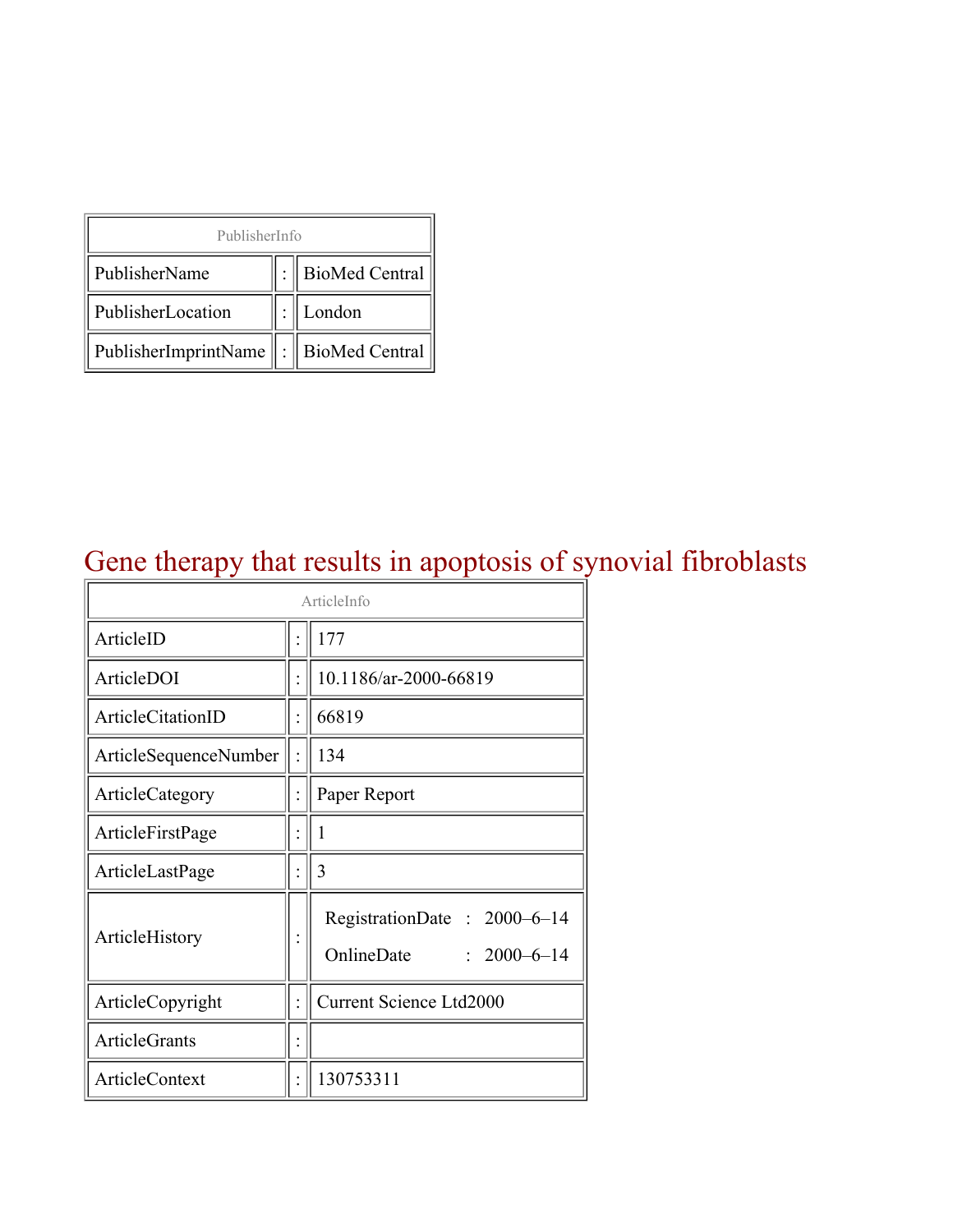| PublisherInfo | | |
|---|---|---|
| PublisherName | : | BioMed Central |
| PublisherLocation | : | London |
| PublisherImprintName | : | BioMed Central |

# Gene therapy that results in apoptosis of synovial fibroblasts

| ArticleInfo | | |
|---|---|---|
| ArticleID | : | 177 |
| ArticleDOI | : | 10.1186/ar-2000-66819 |
| ArticleCitationID | : | 66819 |
| ArticleSequenceNumber | : | 134 |
| ArticleCategory | : | Paper Report |
| ArticleFirstPage | : | 1 |
| ArticleLastPage | : | 3 |
| ArticleHistory | : | RegistrationDate : 2000–6–14<br>OnlineDate : 2000–6–14 |
| ArticleCopyright | : | Current Science Ltd2000 |
| ArticleGrants | : | |
| ArticleContext | : | 130753311 |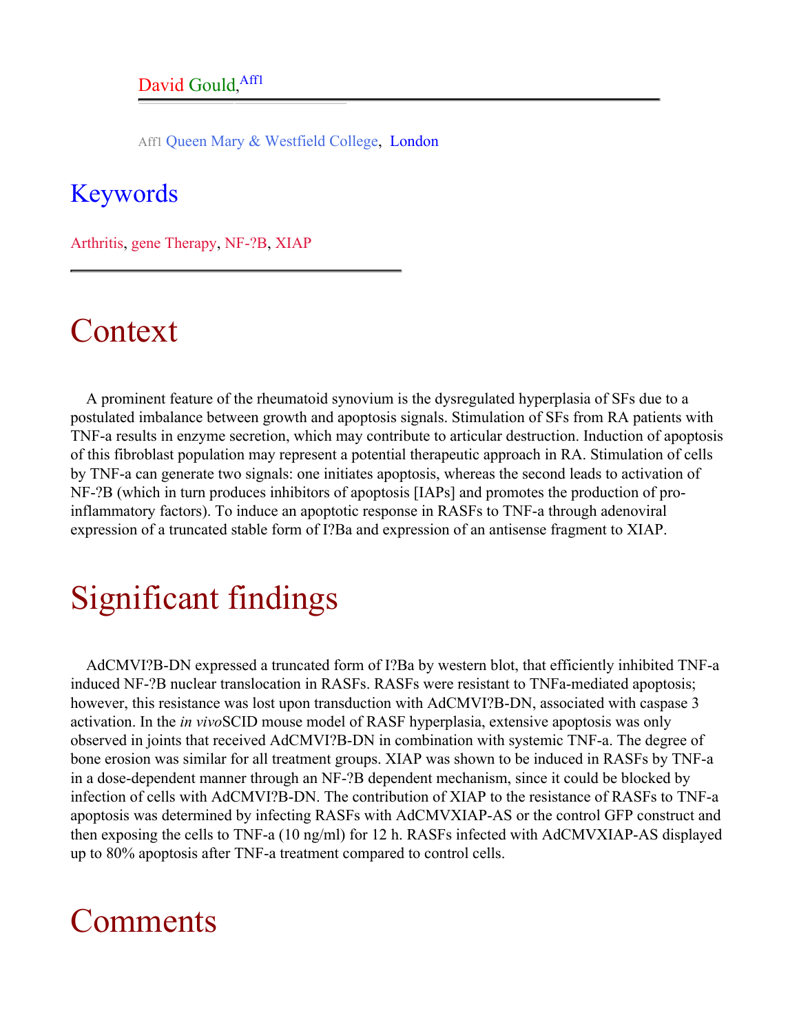David Gould,[Aff1]

Aff1 Queen Mary & Westfield College, London

## Keywords

Arthritis, gene Therapy, NF-?B, XIAP

# Context

A prominent feature of the rheumatoid synovium is the dysregulated hyperplasia of SFs due to a postulated imbalance between growth and apoptosis signals. Stimulation of SFs from RA patients with TNF-a results in enzyme secretion, which may contribute to articular destruction. Induction of apoptosis of this fibroblast population may represent a potential therapeutic approach in RA. Stimulation of cells by TNF-a can generate two signals: one initiates apoptosis, whereas the second leads to activation of NF-?B (which in turn produces inhibitors of apoptosis [IAPs] and promotes the production of pro-inflammatory factors). To induce an apoptotic response in RASFs to TNF-a through adenoviral expression of a truncated stable form of I?Ba and expression of an antisense fragment to XIAP.

# Significant findings

AdCMVI?B-DN expressed a truncated form of I?Ba by western blot, that efficiently inhibited TNF-a induced NF-?B nuclear translocation in RASFs. RASFs were resistant to TNFa-mediated apoptosis; however, this resistance was lost upon transduction with AdCMVI?B-DN, associated with caspase 3 activation. In the *in vivo*SCID mouse model of RASF hyperplasia, extensive apoptosis was only observed in joints that received AdCMVI?B-DN in combination with systemic TNF-a. The degree of bone erosion was similar for all treatment groups. XIAP was shown to be induced in RASFs by TNF-a in a dose-dependent manner through an NF-?B dependent mechanism, since it could be blocked by infection of cells with AdCMVI?B-DN. The contribution of XIAP to the resistance of RASFs to TNF-a apoptosis was determined by infecting RASFs with AdCMVXIAP-AS or the control GFP construct and then exposing the cells to TNF-a (10 ng/ml) for 12 h. RASFs infected with AdCMVXIAP-AS displayed up to 80% apoptosis after TNF-a treatment compared to control cells.

# Comments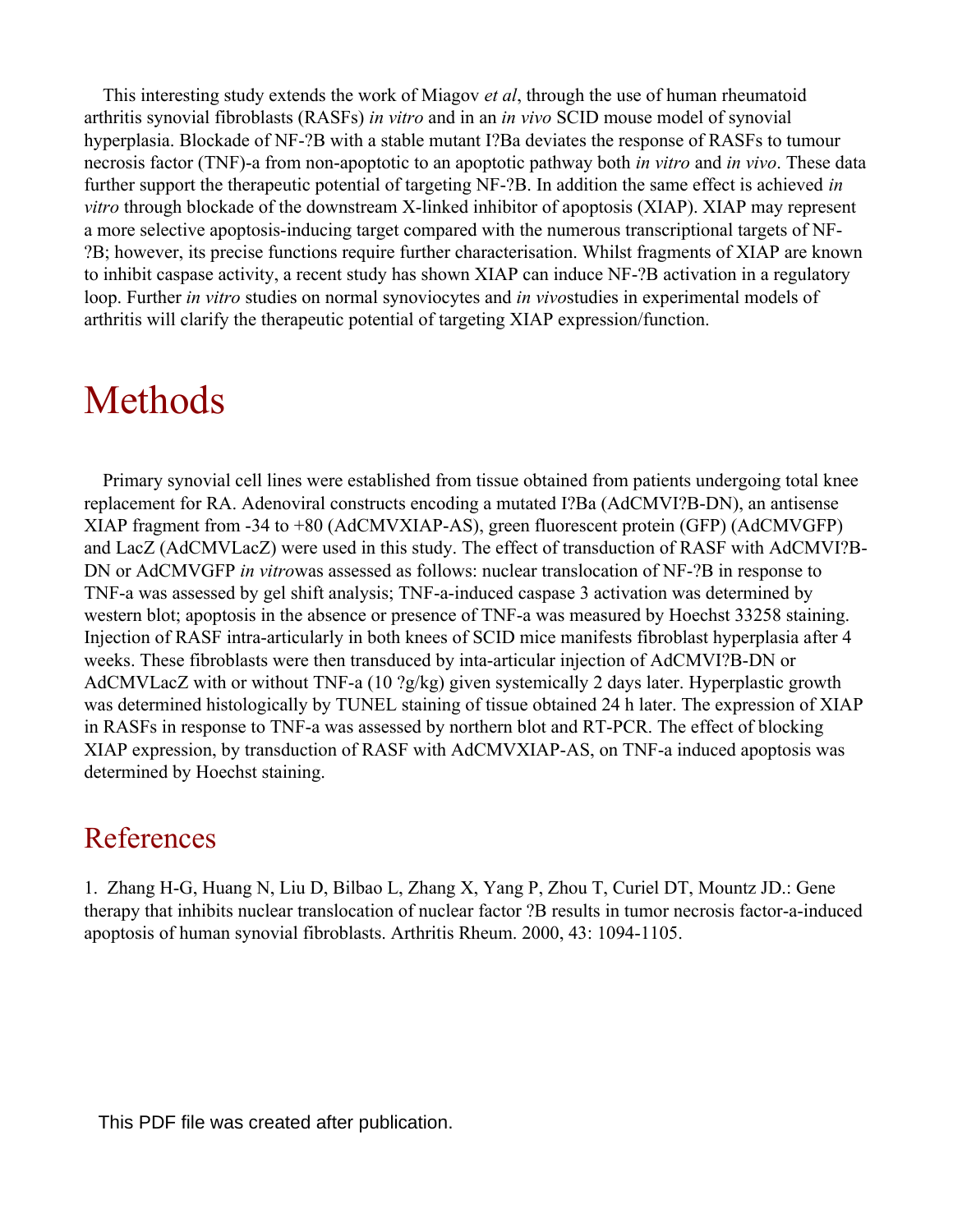This interesting study extends the work of Miagov *et al*, through the use of human rheumatoid arthritis synovial fibroblasts (RASFs) *in vitro* and in an *in vivo* SCID mouse model of synovial hyperplasia. Blockade of NF-?B with a stable mutant I?Ba deviates the response of RASFs to tumour necrosis factor (TNF)-a from non-apoptotic to an apoptotic pathway both *in vitro* and *in vivo*. These data further support the therapeutic potential of targeting NF-?B. In addition the same effect is achieved *in vitro* through blockade of the downstream X-linked inhibitor of apoptosis (XIAP). XIAP may represent a more selective apoptosis-inducing target compared with the numerous transcriptional targets of NF-?B; however, its precise functions require further characterisation. Whilst fragments of XIAP are known to inhibit caspase activity, a recent study has shown XIAP can induce NF-?B activation in a regulatory loop. Further *in vitro* studies on normal synoviocytes and *in vivo*studies in experimental models of arthritis will clarify the therapeutic potential of targeting XIAP expression/function.

# Methods

Primary synovial cell lines were established from tissue obtained from patients undergoing total knee replacement for RA. Adenoviral constructs encoding a mutated I?Ba (AdCMVI?B-DN), an antisense XIAP fragment from -34 to +80 (AdCMVXIAP-AS), green fluorescent protein (GFP) (AdCMVGFP) and LacZ (AdCMVLacZ) were used in this study. The effect of transduction of RASF with AdCMVI?B-DN or AdCMVGFP *in vitro*was assessed as follows: nuclear translocation of NF-?B in response to TNF-a was assessed by gel shift analysis; TNF-a-induced caspase 3 activation was determined by western blot; apoptosis in the absence or presence of TNF-a was measured by Hoechst 33258 staining. Injection of RASF intra-articularly in both knees of SCID mice manifests fibroblast hyperplasia after 4 weeks. These fibroblasts were then transduced by inta-articular injection of AdCMVI?B-DN or AdCMVLacZ with or without TNF-a (10 ?g/kg) given systemically 2 days later. Hyperplastic growth was determined histologically by TUNEL staining of tissue obtained 24 h later. The expression of XIAP in RASFs in response to TNF-a was assessed by northern blot and RT-PCR. The effect of blocking XIAP expression, by transduction of RASF with AdCMVXIAP-AS, on TNF-a induced apoptosis was determined by Hoechst staining.

## References

1. Zhang H-G, Huang N, Liu D, Bilbao L, Zhang X, Yang P, Zhou T, Curiel DT, Mountz JD.: Gene therapy that inhibits nuclear translocation of nuclear factor ?B results in tumor necrosis factor-a-induced apoptosis of human synovial fibroblasts. Arthritis Rheum. 2000, 43: 1094-1105.

This PDF file was created after publication.